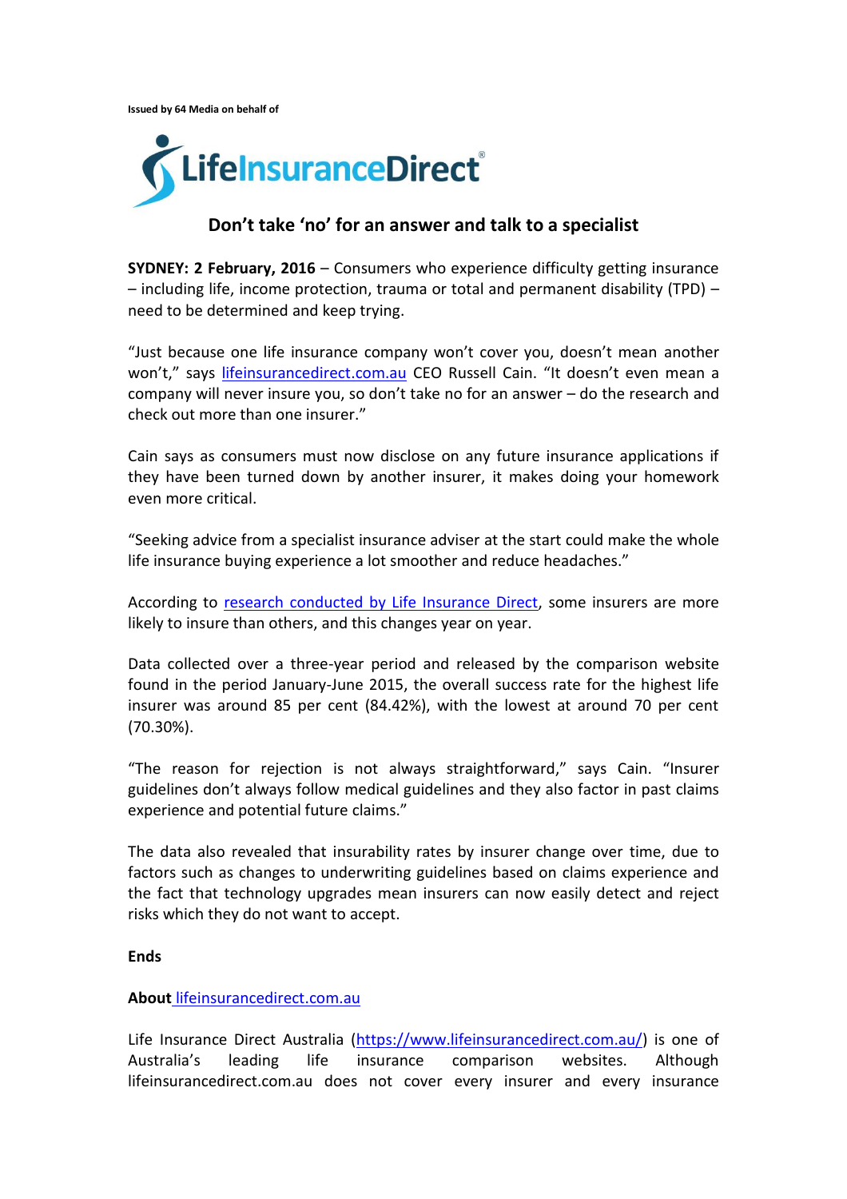**Issued by 64 Media on behalf of**

LifeInsuranceDirect®

## Don't take 'no' for an answer and talk to a specialist

**SYDNEY: 2 February, 2016** – Consumers who experience difficulty getting insurance – including life, income protection, trauma or total and permanent disability (TPD) – need to be determined and keep trying.

"Just because one life insurance company won't cover you, doesn't mean another won't," says lifeinsurancedirect.com.au CEO Russell Cain. "It doesn't even mean a company will never insure you, so don't take no for an answer – do the research and check out more than one insurer."

Cain says as consumers must now disclose on any future insurance applications if they have been turned down by another insurer, it makes doing your homework even more critical.

"Seeking advice from a specialist insurance adviser at the start could make the whole life insurance buying experience a lot smoother and reduce headaches."

According to research conducted by Life Insurance Direct, some insurers are more likely to insure than others, and this changes year on year.

Data collected over a three-year period and released by the comparison website found in the period January-June 2015, the overall success rate for the highest life insurer was around 85 per cent (84.42%), with the lowest at around 70 per cent (70.30%).

"The reason for rejection is not always straightforward," says Cain. "Insurer guidelines don't always follow medical guidelines and they also factor in past claims experience and potential future claims."

The data also revealed that insurability rates by insurer change over time, due to factors such as changes to underwriting guidelines based on claims experience and the fact that technology upgrades mean insurers can now easily detect and reject risks which they do not want to accept.

**Ends**

**About** lifeinsurancedirect.com.au

Life Insurance Direct Australia (https://www.lifeinsurancedirect.com.au/) is one of Australia's leading life insurance comparison websites. Although lifeinsurancedirect.com.au does not cover every insurer and every insurance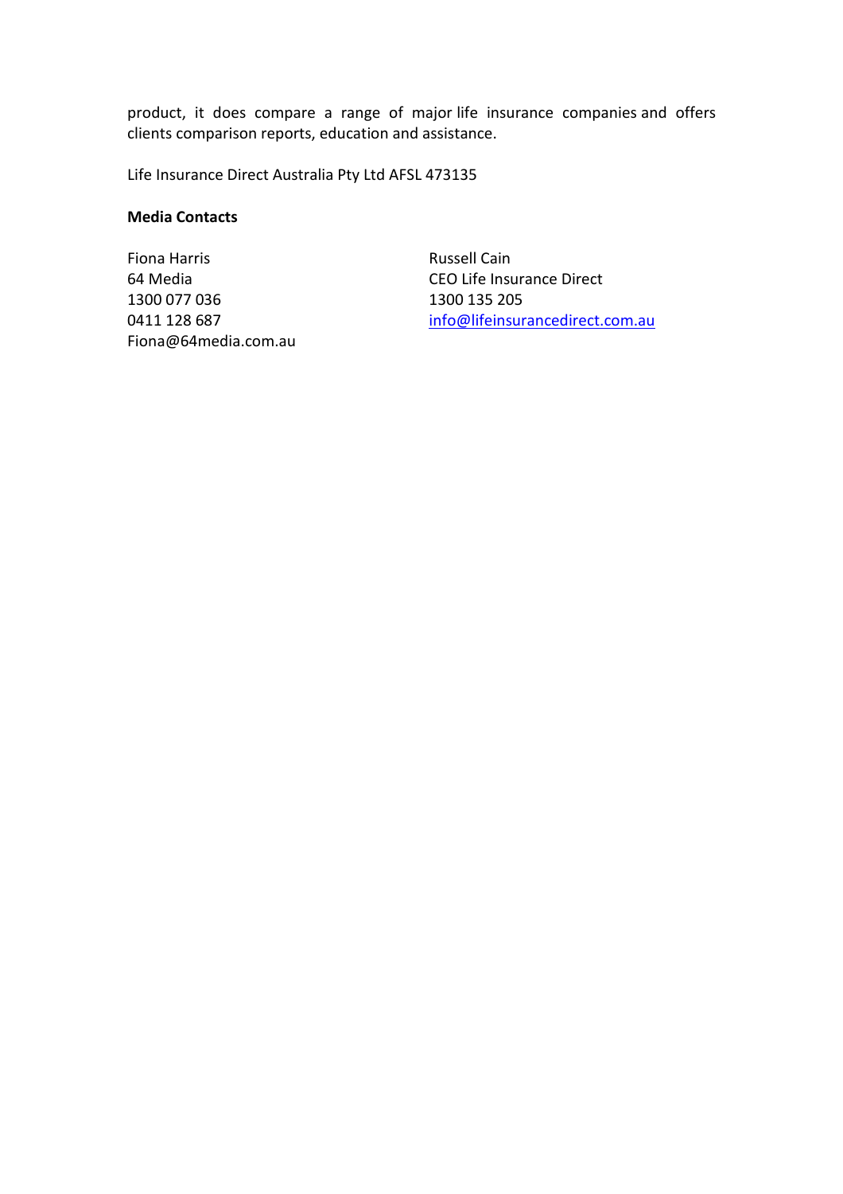product, it does compare a range of major life insurance companies and offers clients comparison reports, education and assistance.

Life Insurance Direct Australia Pty Ltd AFSL 473135

**Media Contacts**

Fiona Harris
64 Media
1300 077 036
0411 128 687
Fiona@64media.com.au

Russell Cain
CEO Life Insurance Direct
1300 135 205
info@lifeinsurancedirect.com.au